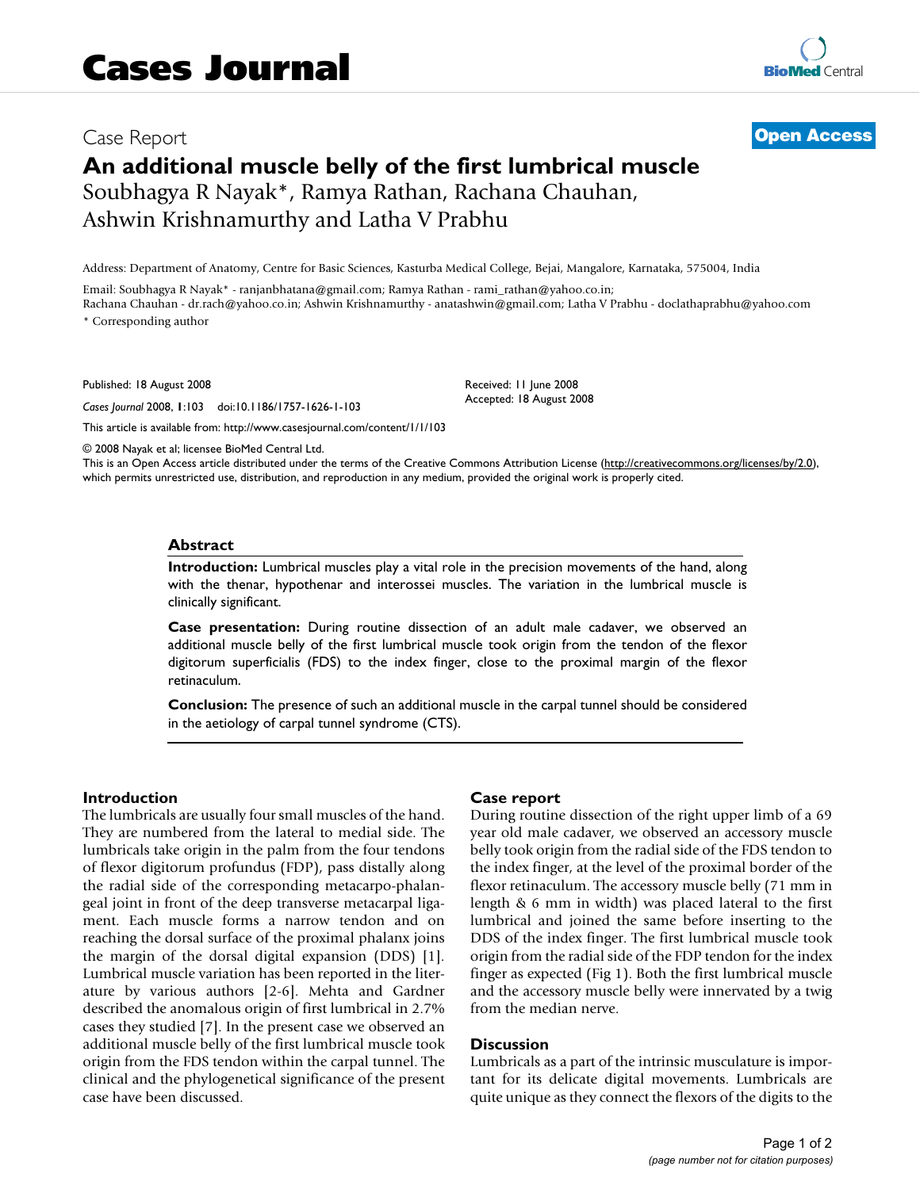Case Report

# An additional muscle belly of the first lumbrical muscle

Soubhagya R Nayak*, Ramya Rathan, Rachana Chauhan, Ashwin Krishnamurthy and Latha V Prabhu

Address: Department of Anatomy, Centre for Basic Sciences, Kasturba Medical College, Bejai, Mangalore, Karnataka, 575004, India

Email: Soubhagya R Nayak* - ranjanbhatana@gmail.com; Ramya Rathan - rami_rathan@yahoo.co.in; Rachana Chauhan - dr.rach@yahoo.co.in; Ashwin Krishnamurthy - anatashwin@gmail.com; Latha V Prabhu - doclathaprabhu@yahoo.com

* Corresponding author

Published: 18 August 2008

*Cases Journal* 2008, **1**:103 doi:10.1186/1757-1626-1-103

Received: 11 June 2008

Accepted: 18 August 2008

This article is available from: http://www.casesjournal.com/content/1/1/103

© 2008 Nayak et al; licensee BioMed Central Ltd.

This is an Open Access article distributed under the terms of the Creative Commons Attribution License (http://creativecommons.org/licenses/by/2.0), which permits unrestricted use, distribution, and reproduction in any medium, provided the original work is properly cited.

## Abstract

**Introduction:** Lumbrical muscles play a vital role in the precision movements of the hand, along with the thenar, hypothenar and interossei muscles. The variation in the lumbrical muscle is clinically significant.

**Case presentation:** During routine dissection of an adult male cadaver, we observed an additional muscle belly of the first lumbrical muscle took origin from the tendon of the flexor digitorum superficialis (FDS) to the index finger, close to the proximal margin of the flexor retinaculum.

**Conclusion:** The presence of such an additional muscle in the carpal tunnel should be considered in the aetiology of carpal tunnel syndrome (CTS).

## Introduction

The lumbricals are usually four small muscles of the hand. They are numbered from the lateral to medial side. The lumbricals take origin in the palm from the four tendons of flexor digitorum profundus (FDP), pass distally along the radial side of the corresponding metacarpo-phalangeal joint in front of the deep transverse metacarpal ligament. Each muscle forms a narrow tendon and on reaching the dorsal surface of the proximal phalanx joins the margin of the dorsal digital expansion (DDS) [1]. Lumbrical muscle variation has been reported in the literature by various authors [2-6]. Mehta and Gardner described the anomalous origin of first lumbrical in 2.7% cases they studied [7]. In the present case we observed an additional muscle belly of the first lumbrical muscle took origin from the FDS tendon within the carpal tunnel. The clinical and the phylogenetical significance of the present case have been discussed.

## Case report

During routine dissection of the right upper limb of a 69 year old male cadaver, we observed an accessory muscle belly took origin from the radial side of the FDS tendon to the index finger, at the level of the proximal border of the flexor retinaculum. The accessory muscle belly (71 mm in length & 6 mm in width) was placed lateral to the first lumbrical and joined the same before inserting to the DDS of the index finger. The first lumbrical muscle took origin from the radial side of the FDP tendon for the index finger as expected (Fig 1). Both the first lumbrical muscle and the accessory muscle belly were innervated by a twig from the median nerve.

## Discussion

Lumbricals as a part of the intrinsic musculature is important for its delicate digital movements. Lumbricals are quite unique as they connect the flexors of the digits to the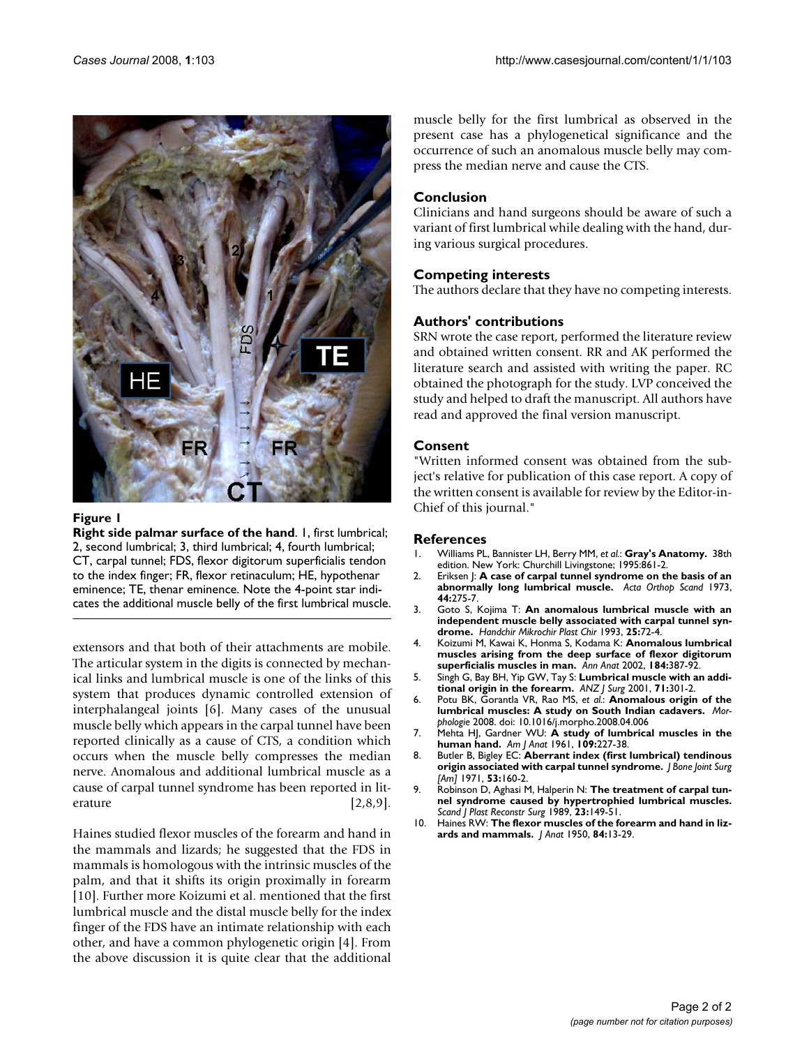**Figure 1**

**Right side palmar surface of the hand**. 1, first lumbrical; 2, second lumbrical; 3, third lumbrical; 4, fourth lumbrical; CT, carpal tunnel; FDS, flexor digitorum superficialis tendon to the index finger; FR, flexor retinaculum; HE, hypothenar eminence; TE, thenar eminence. Note the 4-point star indicates the additional muscle belly of the first lumbrical muscle.

extensors and that both of their attachments are mobile. The articular system in the digits is connected by mechanical links and lumbrical muscle is one of the links of this system that produces dynamic controlled extension of interphalangeal joints [6]. Many cases of the unusual muscle belly which appears in the carpal tunnel have been reported clinically as a cause of CTS, a condition which occurs when the muscle belly compresses the median nerve. Anomalous and additional lumbrical muscle as a cause of carpal tunnel syndrome has been reported in literature [2,8,9].

Haines studied flexor muscles of the forearm and hand in the mammals and lizards; he suggested that the FDS in mammals is homologous with the intrinsic muscles of the palm, and that it shifts its origin proximally in forearm [10]. Further more Koizumi et al. mentioned that the first lumbrical muscle and the distal muscle belly for the index finger of the FDS have an intimate relationship with each other, and have a common phylogenetic origin [4]. From the above discussion it is quite clear that the additional muscle belly for the first lumbrical as observed in the present case has a phylogenetical significance and the occurrence of such an anomalous muscle belly may compress the median nerve and cause the CTS.

## Conclusion

Clinicians and hand surgeons should be aware of such a variant of first lumbrical while dealing with the hand, during various surgical procedures.

## Competing interests

The authors declare that they have no competing interests.

## Authors' contributions

SRN wrote the case report, performed the literature review and obtained written consent. RR and AK performed the literature search and assisted with writing the paper. RC obtained the photograph for the study. LVP conceived the study and helped to draft the manuscript. All authors have read and approved the final version manuscript.

## Consent

"Written informed consent was obtained from the subject's relative for publication of this case report. A copy of the written consent is available for review by the Editor-in-Chief of this journal."

## References

1. Williams PL, Bannister LH, Berry MM, *et al.*: **Gray's Anatomy.** 38th edition. New York: Churchill Livingstone; 1995:861-2.
2. Eriksen J: **A case of carpal tunnel syndrome on the basis of an abnormally long lumbrical muscle.** *Acta Orthop Scand* 1973, **44:**275-7.
3. Goto S, Kojima T: **An anomalous lumbrical muscle with an independent muscle belly associated with carpal tunnel syndrome.** *Handchir Mikrochir Plast Chir* 1993, **25:**72-4.
4. Koizumi M, Kawai K, Honma S, Kodama K: **Anomalous lumbrical muscles arising from the deep surface of flexor digitorum superficialis muscles in man.** *Ann Anat* 2002, **184:**387-92.
5. Singh G, Bay BH, Yip GW, Tay S: **Lumbrical muscle with an additional origin in the forearm.** *ANZ J Surg* 2001, **71:**301-2.
6. Potu BK, Gorantla VR, Rao MS, *et al.*: **Anomalous origin of the lumbrical muscles: A study on South Indian cadavers.** *Morphologie* 2008. doi: 10.1016/j.morpho.2008.04.006
7. Mehta HJ, Gardner WU: **A study of lumbrical muscles in the human hand.** *Am J Anat* 1961, **109:**227-38.
8. Butler B, Bigley EC: **Aberrant index (first lumbrical) tendinous origin associated with carpal tunnel syndrome.** *J Bone Joint Surg [Am]* 1971, **53:**160-2.
9. Robinson D, Aghasi M, Halperin N: **The treatment of carpal tunnel syndrome caused by hypertrophied lumbrical muscles.** *Scand J Plast Reconstr Surg* 1989, **23:**149-51.
10. Haines RW: **The flexor muscles of the forearm and hand in lizards and mammals.** *J Anat* 1950, **84:**13-29.